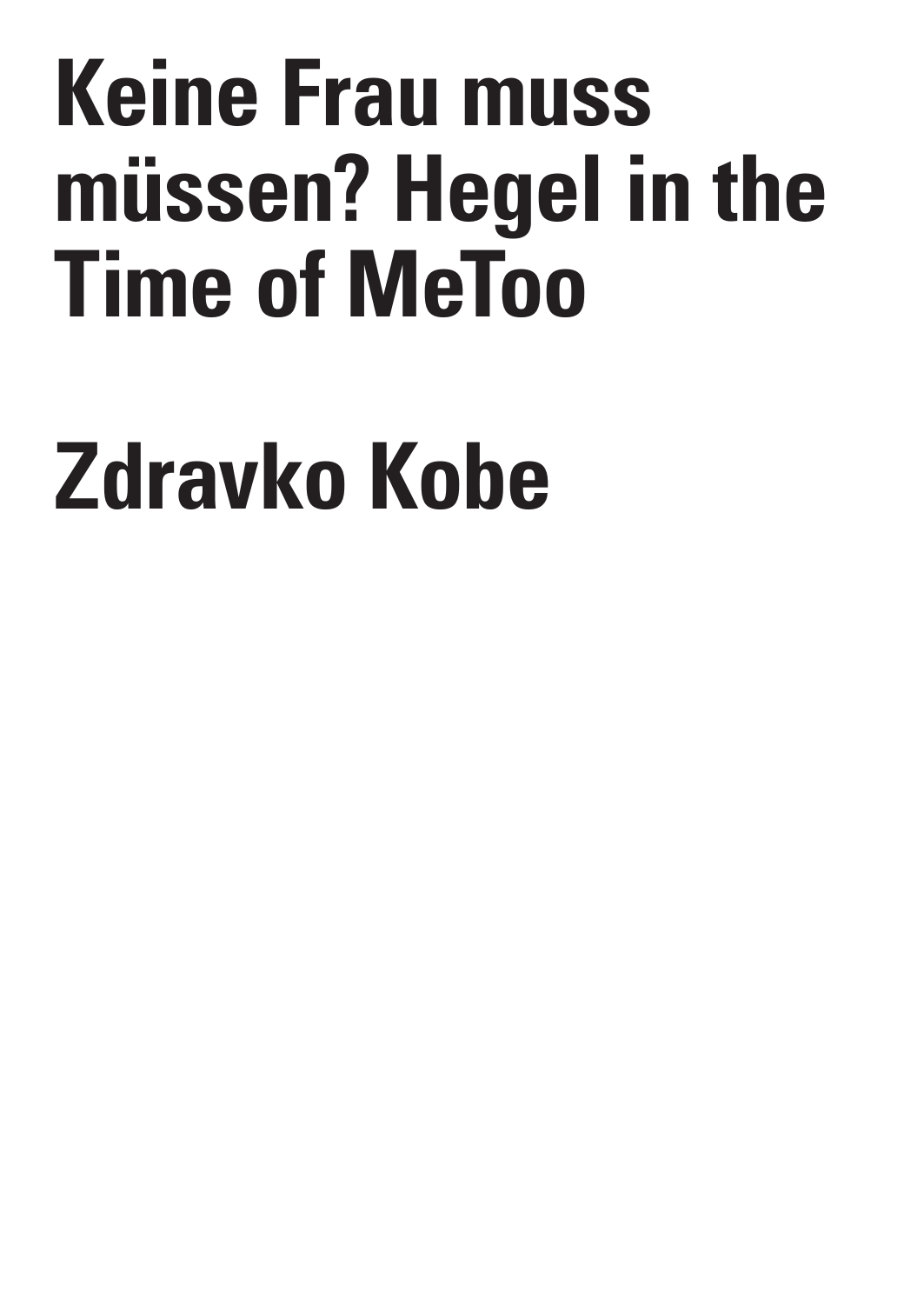# Keine Frau muss müssen? Hegel in the Time of MeToo

## Zdravko Kobe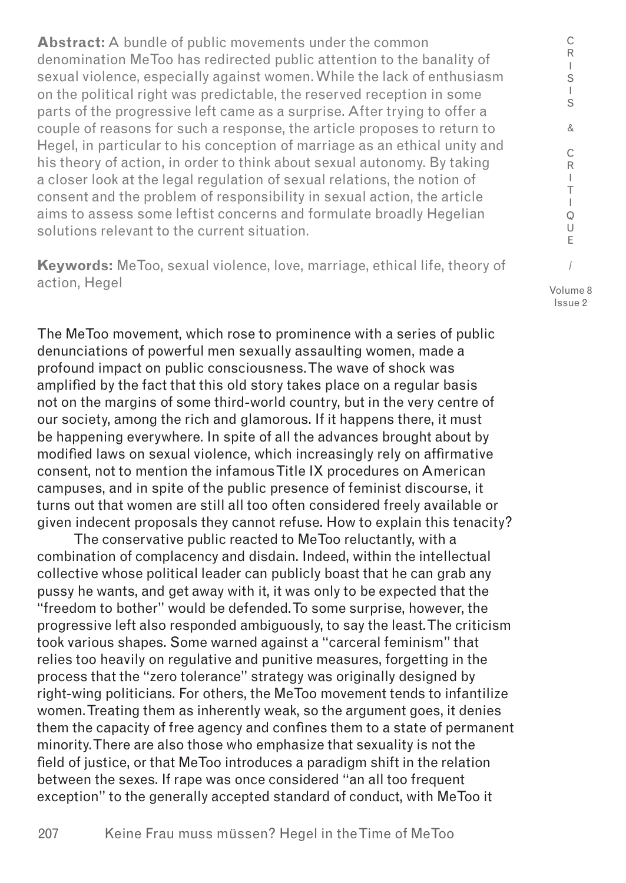**Abstract:** A bundle of public movements under the common denomination MeToo has redirected public attention to the banality of sexual violence, especially against women. While the lack of enthusiasm on the political right was predictable, the reserved reception in some parts of the progressive left came as a surprise. After trying to offer a couple of reasons for such a response, the article proposes to return to Hegel, in particular to his conception of marriage as an ethical unity and his theory of action, in order to think about sexual autonomy. By taking a closer look at the legal regulation of sexual relations, the notion of consent and the problem of responsibility in sexual action, the article aims to assess some leftist concerns and formulate broadly Hegelian solutions relevant to the current situation.

**Keywords:** MeToo, sexual violence, love, marriage, ethical life, theory of action, Hegel

The MeToo movement, which rose to prominence with a series of public denunciations of powerful men sexually assaulting women, made a profound impact on public consciousness. The wave of shock was amplified by the fact that this old story takes place on a regular basis not on the margins of some third-world country, but in the very centre of our society, among the rich and glamorous. If it happens there, it must be happening everywhere. In spite of all the advances brought about by modified laws on sexual violence, which increasingly rely on affirmative consent, not to mention the infamous Title IX procedures on American campuses, and in spite of the public presence of feminist discourse, it turns out that women are still all too often considered freely available or given indecent proposals they cannot refuse. How to explain this tenacity?

The conservative public reacted to MeToo reluctantly, with a combination of complacency and disdain. Indeed, within the intellectual collective whose political leader can publicly boast that he can grab any pussy he wants, and get away with it, it was only to be expected that the "freedom to bother" would be defended. To some surprise, however, the progressive left also responded ambiguously, to say the least. The criticism took various shapes. Some warned against a "carceral feminism" that relies too heavily on regulative and punitive measures, forgetting in the process that the "zero tolerance" strategy was originally designed by right-wing politicians. For others, the MeToo movement tends to infantilize women. Treating them as inherently weak, so the argument goes, it denies them the capacity of free agency and confines them to a state of permanent minority. There are also those who emphasize that sexuality is not the field of justice, or that MeToo introduces a paradigm shift in the relation between the sexes. If rape was once considered "an all too frequent exception" to the generally accepted standard of conduct, with MeToo it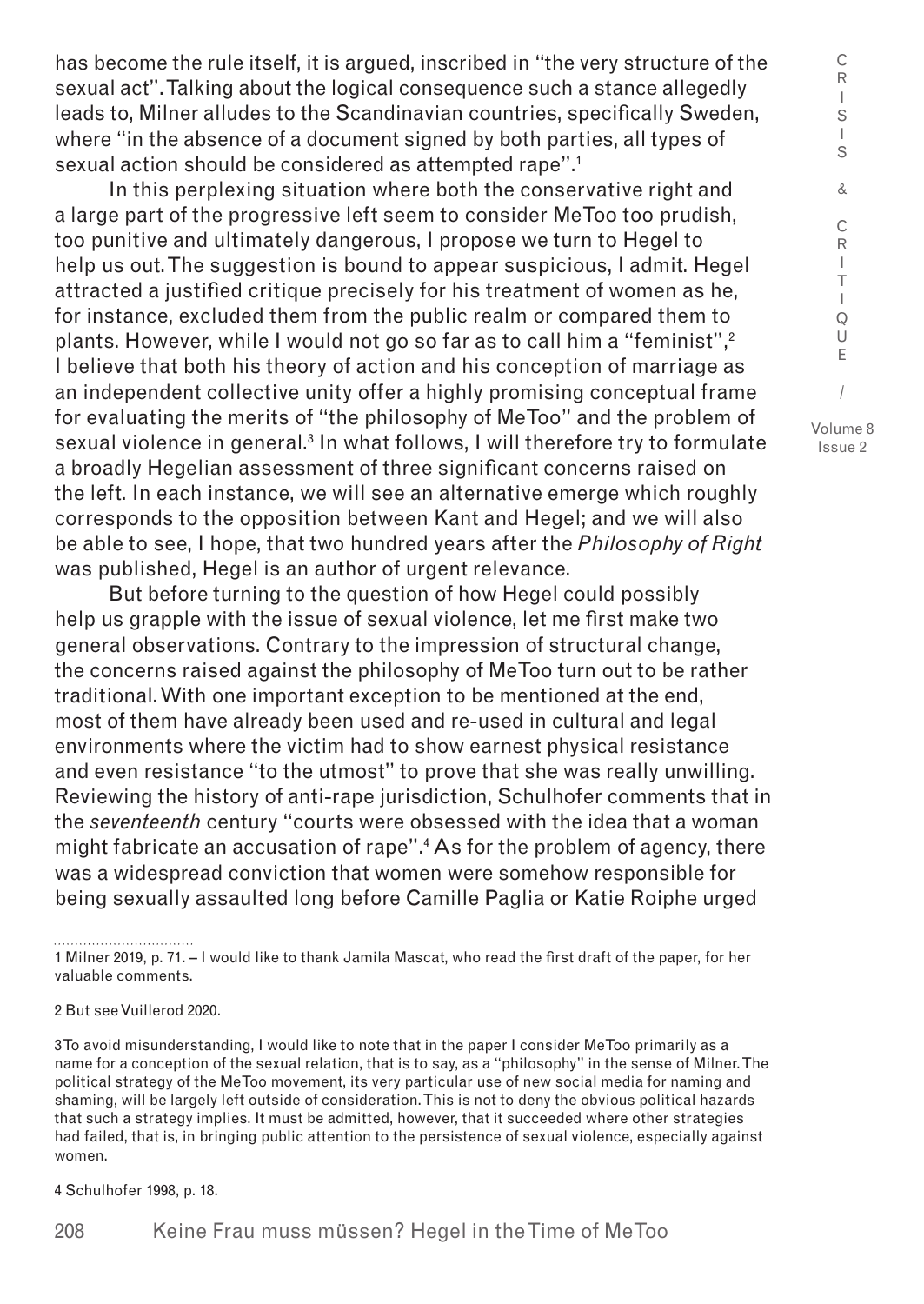has become the rule itself, it is argued, inscribed in "the very structure of the sexual act". Talking about the logical consequence such a stance allegedly leads to, Milner alludes to the Scandinavian countries, specifically Sweden, where "in the absence of a document signed by both parties, all types of sexual action should be considered as attempted rape".[1]

In this perplexing situation where both the conservative right and a large part of the progressive left seem to consider MeToo too prudish, too punitive and ultimately dangerous, I propose we turn to Hegel to help us out. The suggestion is bound to appear suspicious, I admit. Hegel attracted a justified critique precisely for his treatment of women as he, for instance, excluded them from the public realm or compared them to plants. However, while I would not go so far as to call him a "feminist",[2] I believe that both his theory of action and his conception of marriage as an independent collective unity offer a highly promising conceptual frame for evaluating the merits of "the philosophy of MeToo" and the problem of sexual violence in general.[3] In what follows, I will therefore try to formulate a broadly Hegelian assessment of three significant concerns raised on the left. In each instance, we will see an alternative emerge which roughly corresponds to the opposition between Kant and Hegel; and we will also be able to see, I hope, that two hundred years after the *Philosophy of Right* was published, Hegel is an author of urgent relevance.

But before turning to the question of how Hegel could possibly help us grapple with the issue of sexual violence, let me first make two general observations. Contrary to the impression of structural change, the concerns raised against the philosophy of MeToo turn out to be rather traditional. With one important exception to be mentioned at the end, most of them have already been used and re-used in cultural and legal environments where the victim had to show earnest physical resistance and even resistance "to the utmost" to prove that she was really unwilling. Reviewing the history of anti-rape jurisdiction, Schulhofer comments that in the *seventeenth* century "courts were obsessed with the idea that a woman might fabricate an accusation of rape".[4] As for the problem of agency, there was a widespread conviction that women were somehow responsible for being sexually assaulted long before Camille Paglia or Katie Roiphe urged

---

1 Milner 2019, p. 71. – I would like to thank Jamila Mascat, who read the first draft of the paper, for her valuable comments.

2 But see Vuillerod 2020.

3 To avoid misunderstanding, I would like to note that in the paper I consider MeToo primarily as a name for a conception of the sexual relation, that is to say, as a "philosophy" in the sense of Milner. The political strategy of the MeToo movement, its very particular use of new social media for naming and shaming, will be largely left outside of consideration. This is not to deny the obvious political hazards that such a strategy implies. It must be admitted, however, that it succeeded where other strategies had failed, that is, in bringing public attention to the persistence of sexual violence, especially against women.

4 Schulhofer 1998, p. 18.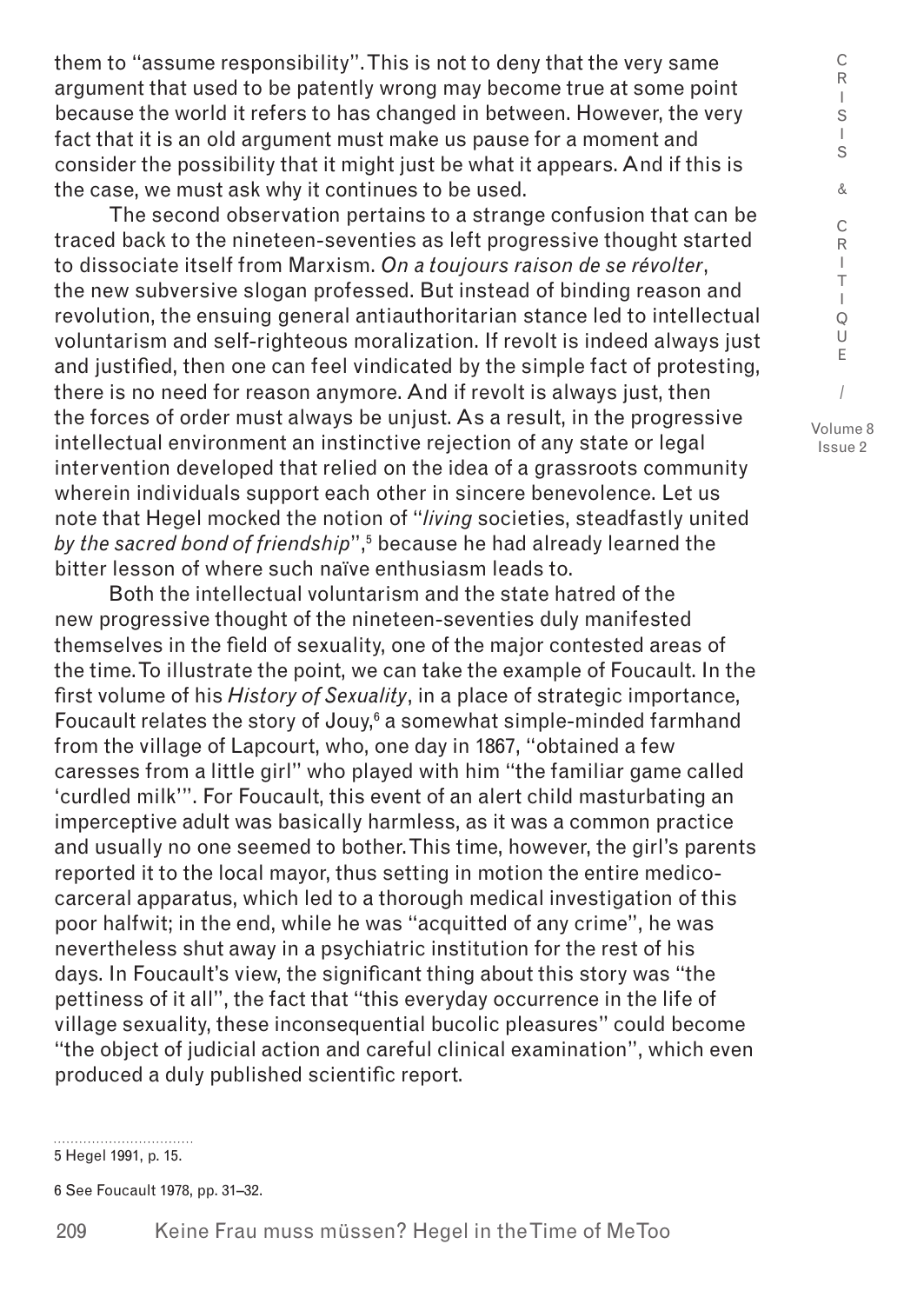them to "assume responsibility". This is not to deny that the very same argument that used to be patently wrong may become true at some point because the world it refers to has changed in between. However, the very fact that it is an old argument must make us pause for a moment and consider the possibility that it might just be what it appears. And if this is the case, we must ask why it continues to be used.

The second observation pertains to a strange confusion that can be traced back to the nineteen-seventies as left progressive thought started to dissociate itself from Marxism. *On a toujours raison de se révolter*, the new subversive slogan professed. But instead of binding reason and revolution, the ensuing general antiauthoritarian stance led to intellectual voluntarism and self-righteous moralization. If revolt is indeed always just and justified, then one can feel vindicated by the simple fact of protesting, there is no need for reason anymore. And if revolt is always just, then the forces of order must always be unjust. As a result, in the progressive intellectual environment an instinctive rejection of any state or legal intervention developed that relied on the idea of a grassroots community wherein individuals support each other in sincere benevolence. Let us note that Hegel mocked the notion of "*living* societies, steadfastly united *by the sacred bond of friendship*",[5] because he had already learned the bitter lesson of where such naïve enthusiasm leads to.

Both the intellectual voluntarism and the state hatred of the new progressive thought of the nineteen-seventies duly manifested themselves in the field of sexuality, one of the major contested areas of the time. To illustrate the point, we can take the example of Foucault. In the first volume of his *History of Sexuality*, in a place of strategic importance, Foucault relates the story of Jouy,[6] a somewhat simple-minded farmhand from the village of Lapcourt, who, one day in 1867, "obtained a few caresses from a little girl" who played with him "the familiar game called 'curdled milk'". For Foucault, this event of an alert child masturbating an imperceptive adult was basically harmless, as it was a common practice and usually no one seemed to bother. This time, however, the girl's parents reported it to the local mayor, thus setting in motion the entire medico-carceral apparatus, which led to a thorough medical investigation of this poor halfwit; in the end, while he was "acquitted of any crime", he was nevertheless shut away in a psychiatric institution for the rest of his days. In Foucault's view, the significant thing about this story was "the pettiness of it all", the fact that "this everyday occurrence in the life of village sexuality, these inconsequential bucolic pleasures" could become "the object of judicial action and careful clinical examination", which even produced a duly published scientific report.

---

5 Hegel 1991, p. 15.

6 See Foucault 1978, pp. 31–32.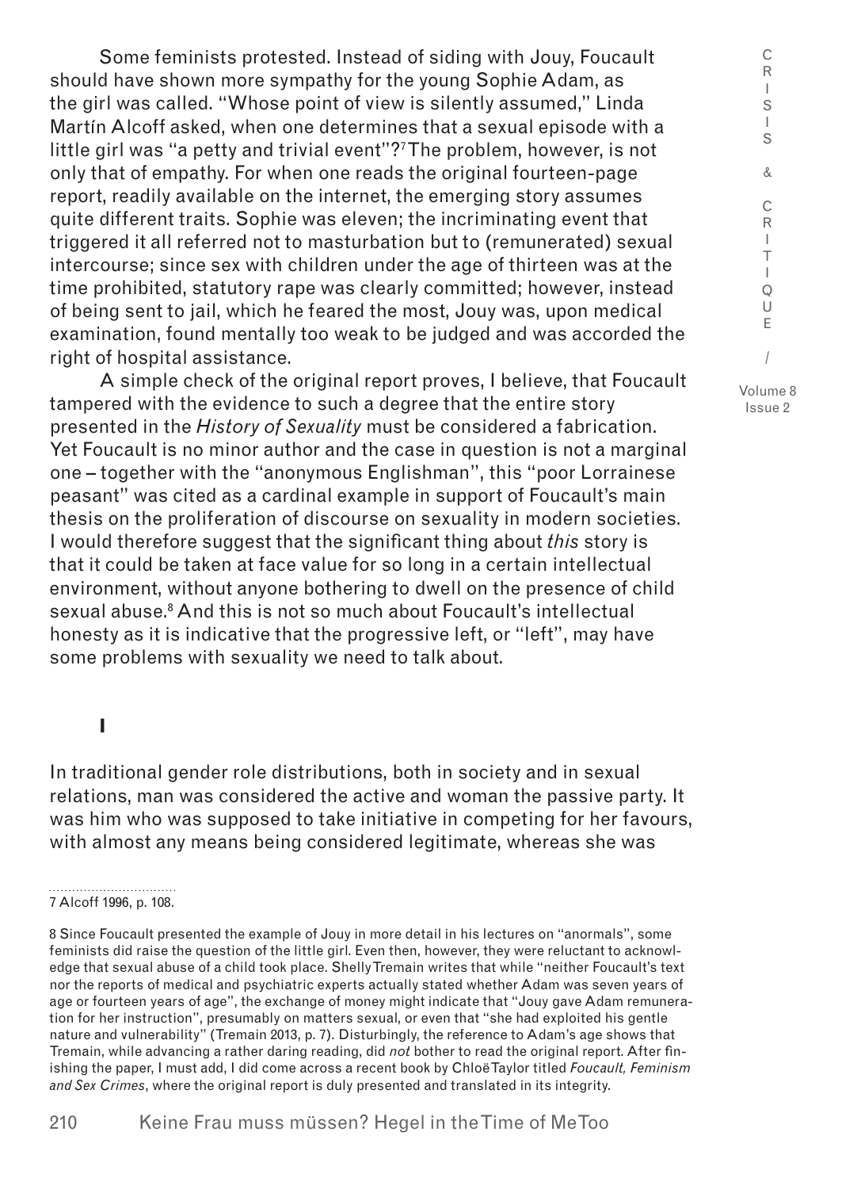Some feminists protested. Instead of siding with Jouy, Foucault should have shown more sympathy for the young Sophie Adam, as the girl was called. "Whose point of view is silently assumed," Linda Martín Alcoff asked, when one determines that a sexual episode with a little girl was "a petty and trivial event"?[7] The problem, however, is not only that of empathy. For when one reads the original fourteen-page report, readily available on the internet, the emerging story assumes quite different traits. Sophie was eleven; the incriminating event that triggered it all referred not to masturbation but to (remunerated) sexual intercourse; since sex with children under the age of thirteen was at the time prohibited, statutory rape was clearly committed; however, instead of being sent to jail, which he feared the most, Jouy was, upon medical examination, found mentally too weak to be judged and was accorded the right of hospital assistance.

A simple check of the original report proves, I believe, that Foucault tampered with the evidence to such a degree that the entire story presented in the *History of Sexuality* must be considered a fabrication. Yet Foucault is no minor author and the case in question is not a marginal one – together with the "anonymous Englishman", this "poor Lorrainese peasant" was cited as a cardinal example in support of Foucault's main thesis on the proliferation of discourse on sexuality in modern societies. I would therefore suggest that the significant thing about *this* story is that it could be taken at face value for so long in a certain intellectual environment, without anyone bothering to dwell on the presence of child sexual abuse.[8] And this is not so much about Foucault's intellectual honesty as it is indicative that the progressive left, or "left", may have some problems with sexuality we need to talk about.

## I

In traditional gender role distributions, both in society and in sexual relations, man was considered the active and woman the passive party. It was him who was supposed to take initiative in competing for her favours, with almost any means being considered legitimate, whereas she was

---

7 Alcoff 1996, p. 108.

8 Since Foucault presented the example of Jouy in more detail in his lectures on "anormals", some feminists did raise the question of the little girl. Even then, however, they were reluctant to acknowledge that sexual abuse of a child took place. Shelly Tremain writes that while "neither Foucault's text nor the reports of medical and psychiatric experts actually stated whether Adam was seven years of age or fourteen years of age", the exchange of money might indicate that "Jouy gave Adam remuneration for her instruction", presumably on matters sexual, or even that "she had exploited his gentle nature and vulnerability" (Tremain 2013, p. 7). Disturbingly, the reference to Adam's age shows that Tremain, while advancing a rather daring reading, did *not* bother to read the original report. After finishing the paper, I must add, I did come across a recent book by Chloë Taylor titled *Foucault, Feminism and Sex Crimes*, where the original report is duly presented and translated in its integrity.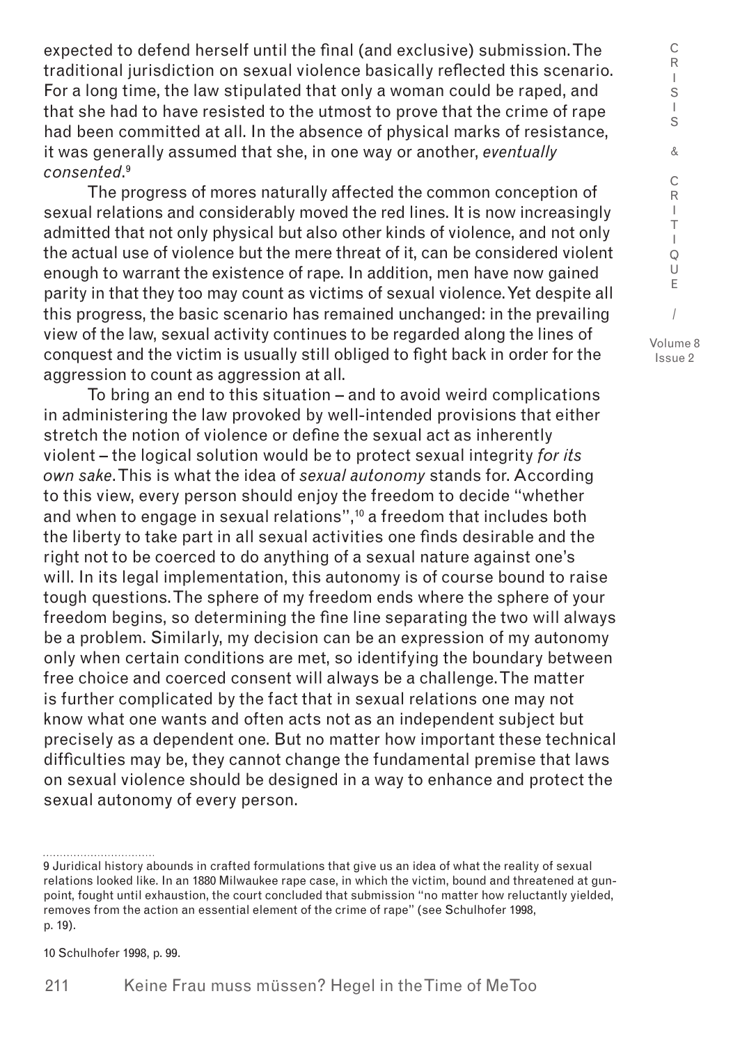expected to defend herself until the final (and exclusive) submission. The traditional jurisdiction on sexual violence basically reflected this scenario. For a long time, the law stipulated that only a woman could be raped, and that she had to have resisted to the utmost to prove that the crime of rape had been committed at all. In the absence of physical marks of resistance, it was generally assumed that she, in one way or another, *eventually consented*.[9]

The progress of mores naturally affected the common conception of sexual relations and considerably moved the red lines. It is now increasingly admitted that not only physical but also other kinds of violence, and not only the actual use of violence but the mere threat of it, can be considered violent enough to warrant the existence of rape. In addition, men have now gained parity in that they too may count as victims of sexual violence. Yet despite all this progress, the basic scenario has remained unchanged: in the prevailing view of the law, sexual activity continues to be regarded along the lines of conquest and the victim is usually still obliged to fight back in order for the aggression to count as aggression at all.

To bring an end to this situation – and to avoid weird complications in administering the law provoked by well-intended provisions that either stretch the notion of violence or define the sexual act as inherently violent – the logical solution would be to protect sexual integrity *for its own sake.* This is what the idea of *sexual autonomy* stands for. According to this view, every person should enjoy the freedom to decide "whether and when to engage in sexual relations",[10] a freedom that includes both the liberty to take part in all sexual activities one finds desirable and the right not to be coerced to do anything of a sexual nature against one's will. In its legal implementation, this autonomy is of course bound to raise tough questions. The sphere of my freedom ends where the sphere of your freedom begins, so determining the fine line separating the two will always be a problem. Similarly, my decision can be an expression of my autonomy only when certain conditions are met, so identifying the boundary between free choice and coerced consent will always be a challenge. The matter is further complicated by the fact that in sexual relations one may not know what one wants and often acts not as an independent subject but precisely as a dependent one. But no matter how important these technical difficulties may be, they cannot change the fundamental premise that laws on sexual violence should be designed in a way to enhance and protect the sexual autonomy of every person.

---

9 Juridical history abounds in crafted formulations that give us an idea of what the reality of sexual relations looked like. In an 1880 Milwaukee rape case, in which the victim, bound and threatened at gunpoint, fought until exhaustion, the court concluded that submission "no matter how reluctantly yielded, removes from the action an essential element of the crime of rape" (see Schulhofer 1998, p. 19).

10 Schulhofer 1998, p. 99.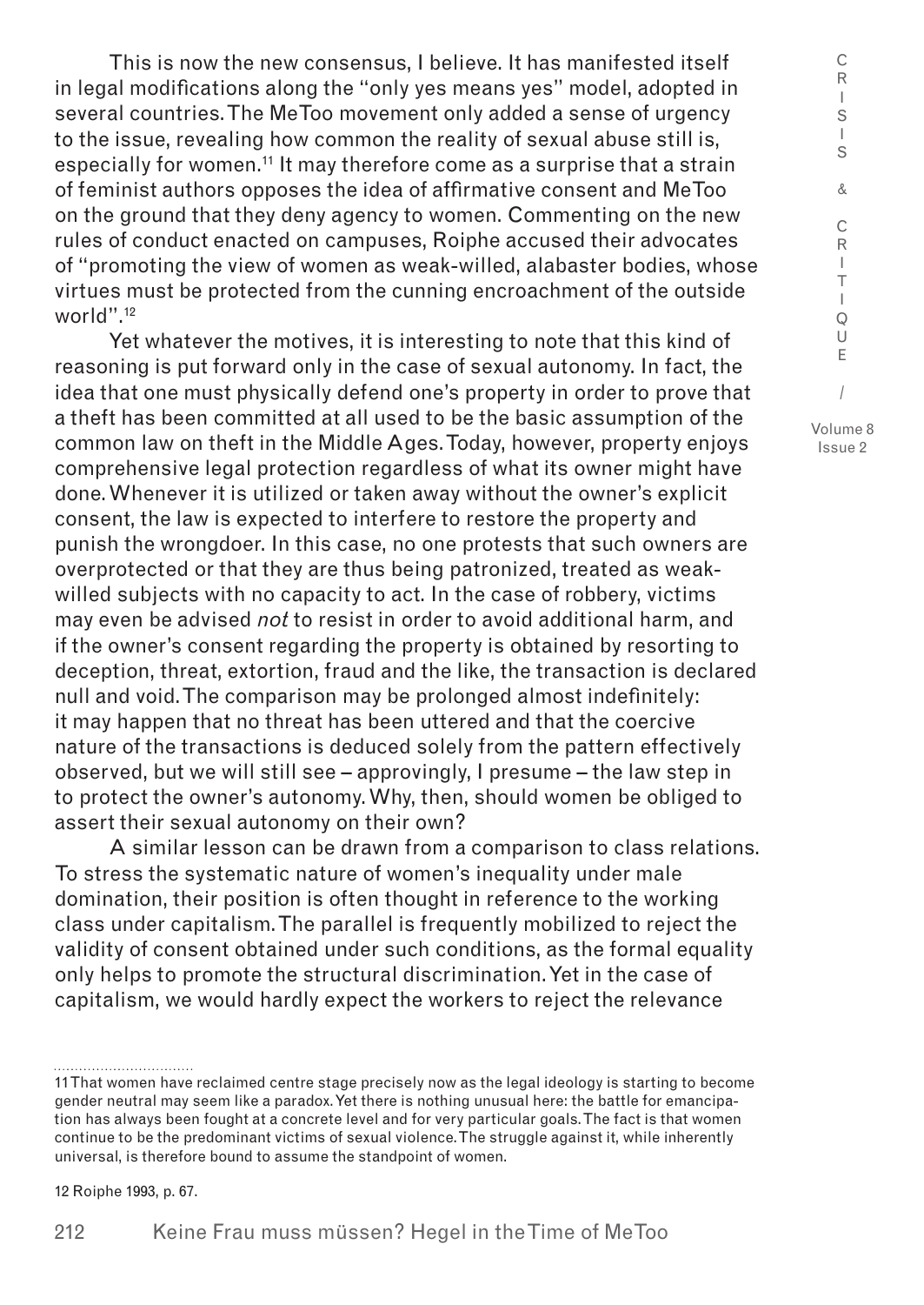This is now the new consensus, I believe. It has manifested itself in legal modifications along the "only yes means yes" model, adopted in several countries. The MeToo movement only added a sense of urgency to the issue, revealing how common the reality of sexual abuse still is, especially for women.[11] It may therefore come as a surprise that a strain of feminist authors opposes the idea of affirmative consent and MeToo on the ground that they deny agency to women. Commenting on the new rules of conduct enacted on campuses, Roiphe accused their advocates of "promoting the view of women as weak-willed, alabaster bodies, whose virtues must be protected from the cunning encroachment of the outside world".[12]

Yet whatever the motives, it is interesting to note that this kind of reasoning is put forward only in the case of sexual autonomy. In fact, the idea that one must physically defend one's property in order to prove that a theft has been committed at all used to be the basic assumption of the common law on theft in the Middle Ages. Today, however, property enjoys comprehensive legal protection regardless of what its owner might have done. Whenever it is utilized or taken away without the owner's explicit consent, the law is expected to interfere to restore the property and punish the wrongdoer. In this case, no one protests that such owners are overprotected or that they are thus being patronized, treated as weak-willed subjects with no capacity to act. In the case of robbery, victims may even be advised *not* to resist in order to avoid additional harm, and if the owner's consent regarding the property is obtained by resorting to deception, threat, extortion, fraud and the like, the transaction is declared null and void. The comparison may be prolonged almost indefinitely: it may happen that no threat has been uttered and that the coercive nature of the transactions is deduced solely from the pattern effectively observed, but we will still see – approvingly, I presume – the law step in to protect the owner's autonomy. Why, then, should women be obliged to assert their sexual autonomy on their own?

A similar lesson can be drawn from a comparison to class relations. To stress the systematic nature of women's inequality under male domination, their position is often thought in reference to the working class under capitalism. The parallel is frequently mobilized to reject the validity of consent obtained under such conditions, as the formal equality only helps to promote the structural discrimination. Yet in the case of capitalism, we would hardly expect the workers to reject the relevance

---

11 That women have reclaimed centre stage precisely now as the legal ideology is starting to become gender neutral may seem like a paradox. Yet there is nothing unusual here: the battle for emancipation has always been fought at a concrete level and for very particular goals. The fact is that women continue to be the predominant victims of sexual violence. The struggle against it, while inherently universal, is therefore bound to assume the standpoint of women.

12 Roiphe 1993, p. 67.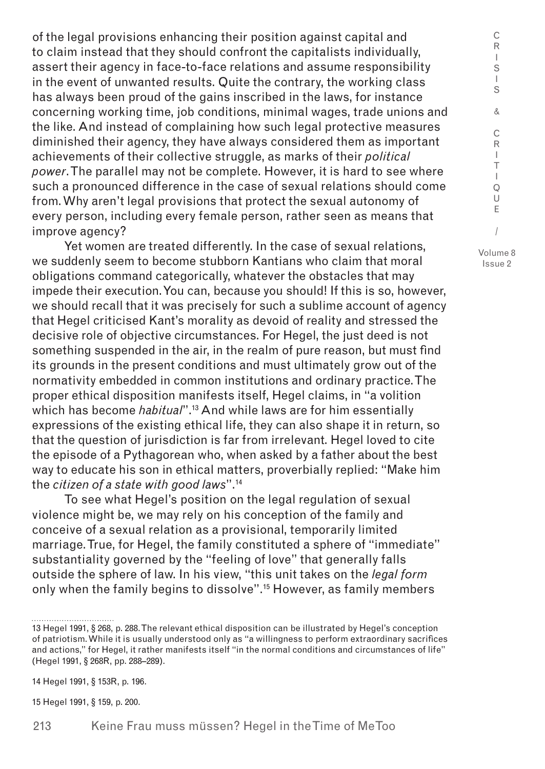of the legal provisions enhancing their position against capital and to claim instead that they should confront the capitalists individually, assert their agency in face-to-face relations and assume responsibility in the event of unwanted results. Quite the contrary, the working class has always been proud of the gains inscribed in the laws, for instance concerning working time, job conditions, minimal wages, trade unions and the like. And instead of complaining how such legal protective measures diminished their agency, they have always considered them as important achievements of their collective struggle, as marks of their *political power*. The parallel may not be complete. However, it is hard to see where such a pronounced difference in the case of sexual relations should come from. Why aren't legal provisions that protect the sexual autonomy of every person, including every female person, rather seen as means that improve agency?

Yet women are treated differently. In the case of sexual relations, we suddenly seem to become stubborn Kantians who claim that moral obligations command categorically, whatever the obstacles that may impede their execution. You can, because you should! If this is so, however, we should recall that it was precisely for such a sublime account of agency that Hegel criticised Kant's morality as devoid of reality and stressed the decisive role of objective circumstances. For Hegel, the just deed is not something suspended in the air, in the realm of pure reason, but must find its grounds in the present conditions and must ultimately grow out of the normativity embedded in common institutions and ordinary practice. The proper ethical disposition manifests itself, Hegel claims, in "a volition which has become *habitual*".[13] And while laws are for him essentially expressions of the existing ethical life, they can also shape it in return, so that the question of jurisdiction is far from irrelevant. Hegel loved to cite the episode of a Pythagorean who, when asked by a father about the best way to educate his son in ethical matters, proverbially replied: "Make him the *citizen of a state with good laws*".[14]

To see what Hegel's position on the legal regulation of sexual violence might be, we may rely on his conception of the family and conceive of a sexual relation as a provisional, temporarily limited marriage. True, for Hegel, the family constituted a sphere of "immediate" substantiality governed by the "feeling of love" that generally falls outside the sphere of law. In his view, "this unit takes on the *legal form* only when the family begins to dissolve".[15] However, as family members

---

13 Hegel 1991, § 268, p. 288. The relevant ethical disposition can be illustrated by Hegel's conception of patriotism. While it is usually understood only as "a willingness to perform extraordinary sacrifices and actions," for Hegel, it rather manifests itself "in the normal conditions and circumstances of life" (Hegel 1991, § 268R, pp. 288–289).

14 Hegel 1991, § 153R, p. 196.

15 Hegel 1991, § 159, p. 200.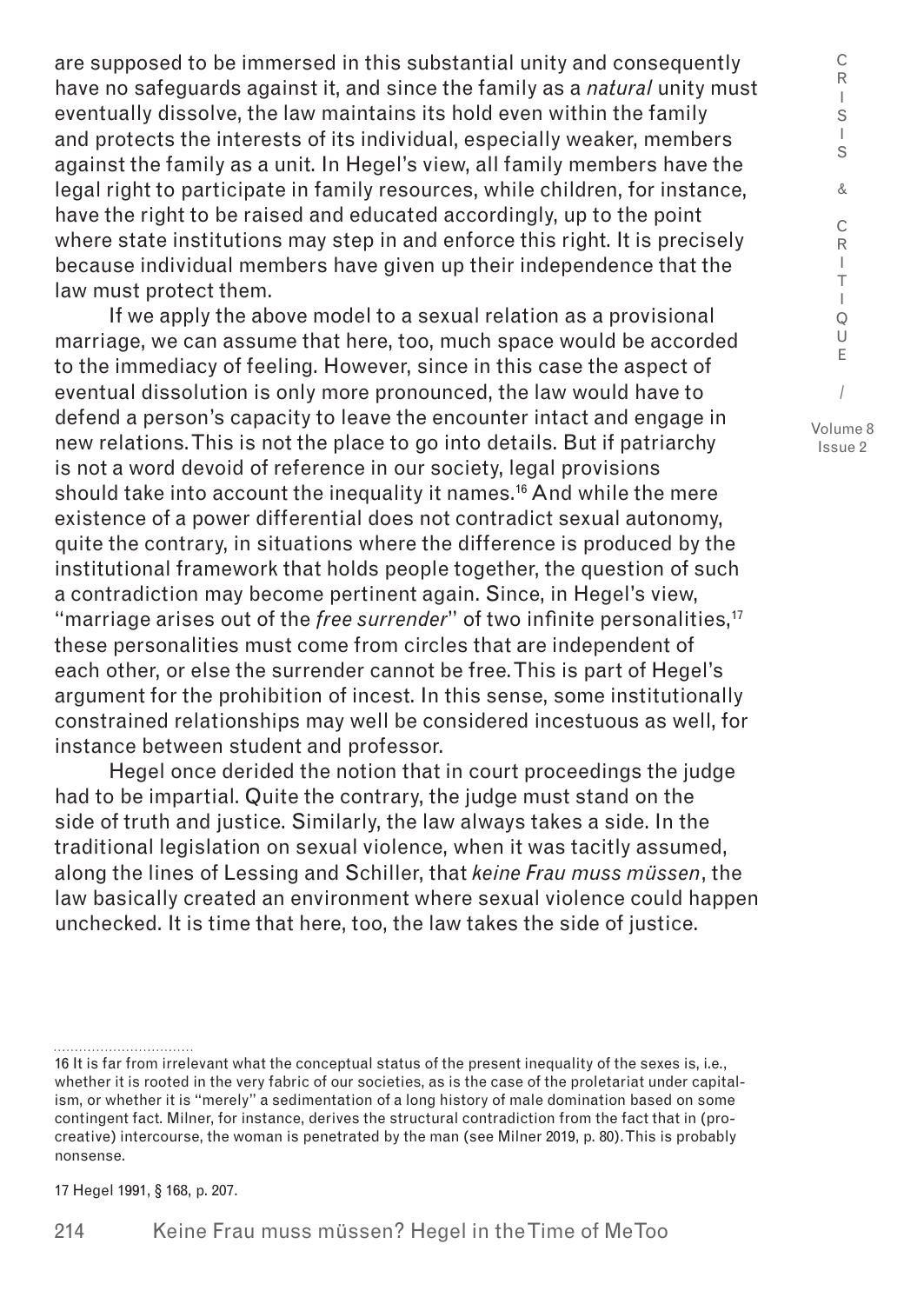are supposed to be immersed in this substantial unity and consequently have no safeguards against it, and since the family as a *natural* unity must eventually dissolve, the law maintains its hold even within the family and protects the interests of its individual, especially weaker, members against the family as a unit. In Hegel's view, all family members have the legal right to participate in family resources, while children, for instance, have the right to be raised and educated accordingly, up to the point where state institutions may step in and enforce this right. It is precisely because individual members have given up their independence that the law must protect them.

If we apply the above model to a sexual relation as a provisional marriage, we can assume that here, too, much space would be accorded to the immediacy of feeling. However, since in this case the aspect of eventual dissolution is only more pronounced, the law would have to defend a person's capacity to leave the encounter intact and engage in new relations. This is not the place to go into details. But if patriarchy is not a word devoid of reference in our society, legal provisions should take into account the inequality it names.[16] And while the mere existence of a power differential does not contradict sexual autonomy, quite the contrary, in situations where the difference is produced by the institutional framework that holds people together, the question of such a contradiction may become pertinent again. Since, in Hegel's view, "marriage arises out of the *free surrender*" of two infinite personalities,[17] these personalities must come from circles that are independent of each other, or else the surrender cannot be free. This is part of Hegel's argument for the prohibition of incest. In this sense, some institutionally constrained relationships may well be considered incestuous as well, for instance between student and professor.

Hegel once derided the notion that in court proceedings the judge had to be impartial. Quite the contrary, the judge must stand on the side of truth and justice. Similarly, the law always takes a side. In the traditional legislation on sexual violence, when it was tacitly assumed, along the lines of Lessing and Schiller, that *keine Frau muss müssen*, the law basically created an environment where sexual violence could happen unchecked. It is time that here, too, the law takes the side of justice.

---

16 It is far from irrelevant what the conceptual status of the present inequality of the sexes is, i.e., whether it is rooted in the very fabric of our societies, as is the case of the proletariat under capitalism, or whether it is "merely" a sedimentation of a long history of male domination based on some contingent fact. Milner, for instance, derives the structural contradiction from the fact that in (procreative) intercourse, the woman is penetrated by the man (see Milner 2019, p. 80). This is probably nonsense.

17 Hegel 1991, § 168, p. 207.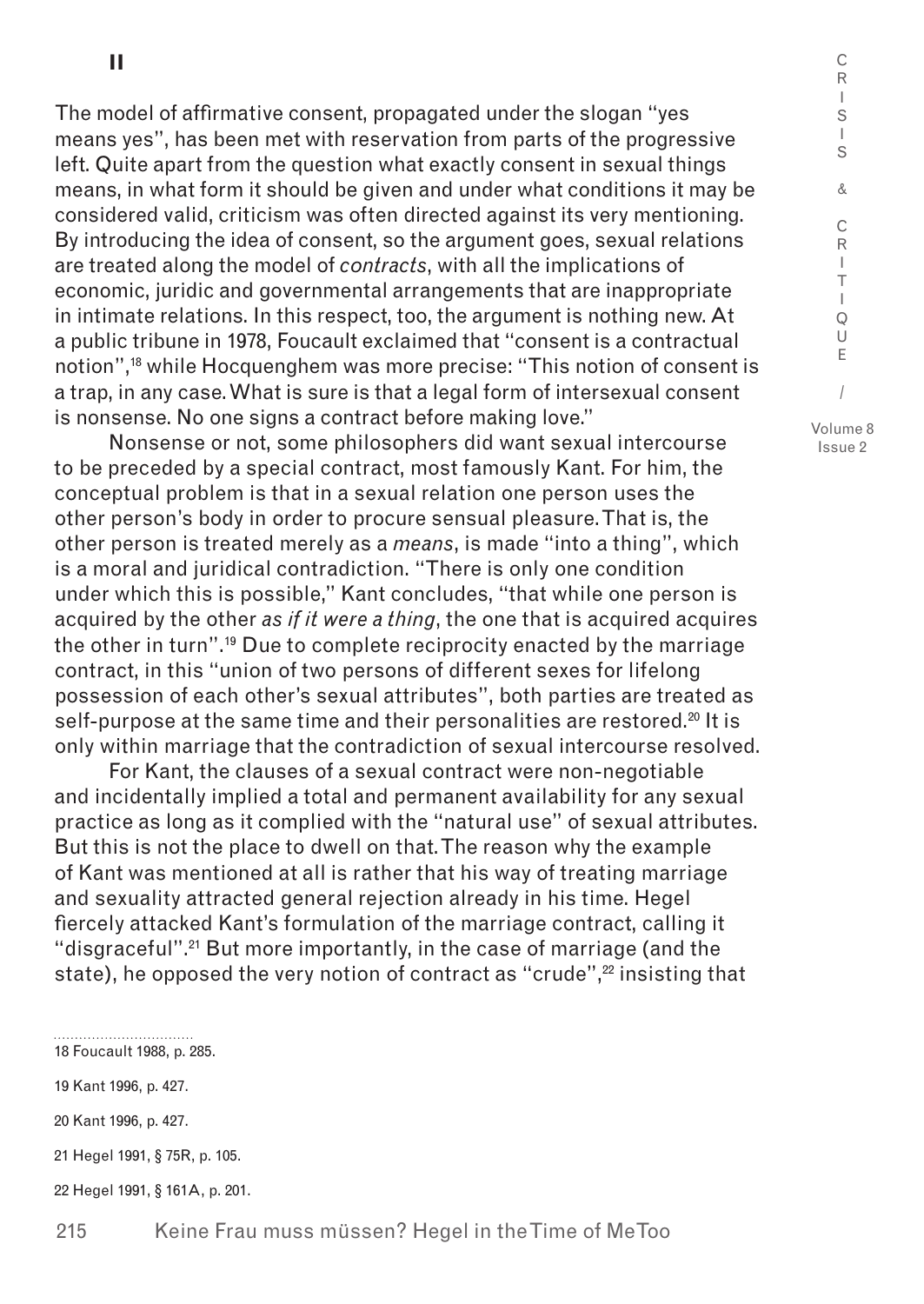## II

The model of affirmative consent, propagated under the slogan "yes means yes", has been met with reservation from parts of the progressive left. Quite apart from the question what exactly consent in sexual things means, in what form it should be given and under what conditions it may be considered valid, criticism was often directed against its very mentioning. By introducing the idea of consent, so the argument goes, sexual relations are treated along the model of *contracts*, with all the implications of economic, juridic and governmental arrangements that are inappropriate in intimate relations. In this respect, too, the argument is nothing new. At a public tribune in 1978, Foucault exclaimed that "consent is a contractual notion",[18] while Hocquenghem was more precise: "This notion of consent is a trap, in any case. What is sure is that a legal form of intersexual consent is nonsense. No one signs a contract before making love."

Nonsense or not, some philosophers did want sexual intercourse to be preceded by a special contract, most famously Kant. For him, the conceptual problem is that in a sexual relation one person uses the other person's body in order to procure sensual pleasure. That is, the other person is treated merely as a *means*, is made "into a thing", which is a moral and juridical contradiction. "There is only one condition under which this is possible," Kant concludes, "that while one person is acquired by the other *as if it were a thing*, the one that is acquired acquires the other in turn".[19] Due to complete reciprocity enacted by the marriage contract, in this "union of two persons of different sexes for lifelong possession of each other's sexual attributes", both parties are treated as self-purpose at the same time and their personalities are restored.[20] It is only within marriage that the contradiction of sexual intercourse resolved.

For Kant, the clauses of a sexual contract were non-negotiable and incidentally implied a total and permanent availability for any sexual practice as long as it complied with the "natural use" of sexual attributes. But this is not the place to dwell on that. The reason why the example of Kant was mentioned at all is rather that his way of treating marriage and sexuality attracted general rejection already in his time. Hegel fiercely attacked Kant's formulation of the marriage contract, calling it "disgraceful".[21] But more importantly, in the case of marriage (and the state), he opposed the very notion of contract as "crude",[22] insisting that

---

18 Foucault 1988, p. 285.

19 Kant 1996, p. 427.

20 Kant 1996, p. 427.

21 Hegel 1991, § 75R, p. 105.

22 Hegel 1991, § 161A, p. 201.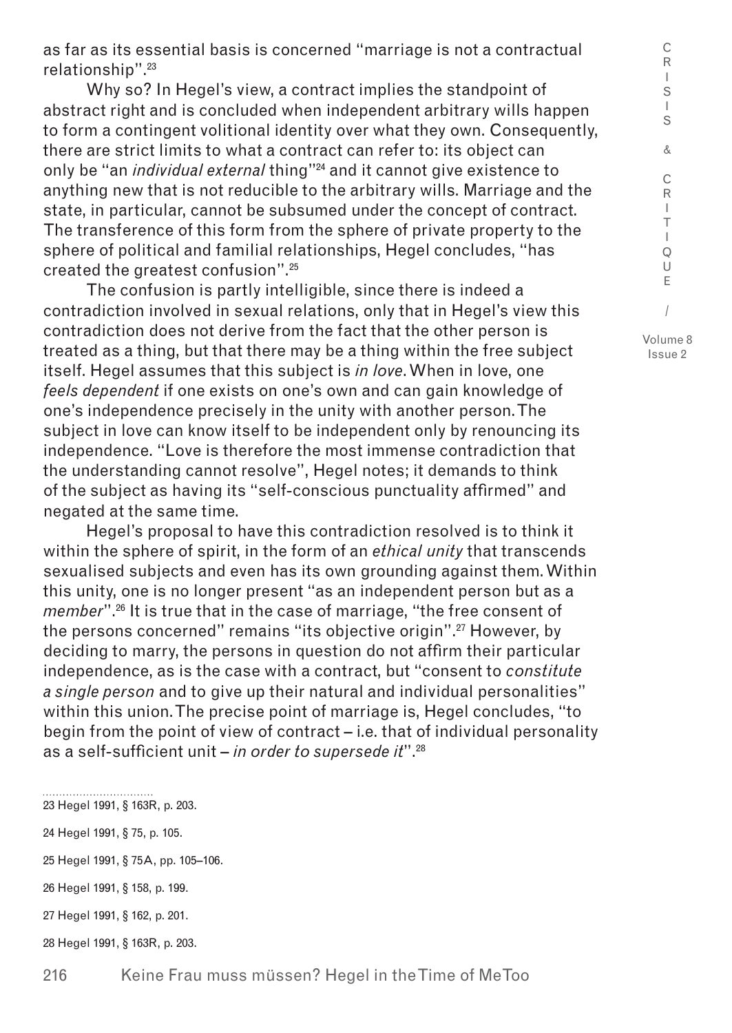as far as its essential basis is concerned "marriage is not a contractual relationship".[23]

Why so? In Hegel's view, a contract implies the standpoint of abstract right and is concluded when independent arbitrary wills happen to form a contingent volitional identity over what they own. Consequently, there are strict limits to what a contract can refer to: its object can only be "an *individual external* thing"[24] and it cannot give existence to anything new that is not reducible to the arbitrary wills. Marriage and the state, in particular, cannot be subsumed under the concept of contract. The transference of this form from the sphere of private property to the sphere of political and familial relationships, Hegel concludes, "has created the greatest confusion".[25]

The confusion is partly intelligible, since there is indeed a contradiction involved in sexual relations, only that in Hegel's view this contradiction does not derive from the fact that the other person is treated as a thing, but that there may be a thing within the free subject itself. Hegel assumes that this subject is *in love*. When in love, one *feels dependent* if one exists on one's own and can gain knowledge of one's independence precisely in the unity with another person. The subject in love can know itself to be independent only by renouncing its independence. "Love is therefore the most immense contradiction that the understanding cannot resolve", Hegel notes; it demands to think of the subject as having its "self-conscious punctuality affirmed" and negated at the same time.

Hegel's proposal to have this contradiction resolved is to think it within the sphere of spirit, in the form of an *ethical unity* that transcends sexualised subjects and even has its own grounding against them. Within this unity, one is no longer present "as an independent person but as a *member*".[26] It is true that in the case of marriage, "the free consent of the persons concerned" remains "its objective origin".[27] However, by deciding to marry, the persons in question do not affirm their particular independence, as is the case with a contract, but "consent to *constitute a single person* and to give up their natural and individual personalities" within this union. The precise point of marriage is, Hegel concludes, "to begin from the point of view of contract – i.e. that of individual personality as a self-sufficient unit – *in order to supersede it*".[28]

23 Hegel 1991, § 163R, p. 203.

24 Hegel 1991, § 75, p. 105.

25 Hegel 1991, § 75A, pp. 105–106.

26 Hegel 1991, § 158, p. 199.

27 Hegel 1991, § 162, p. 201.

28 Hegel 1991, § 163R, p. 203.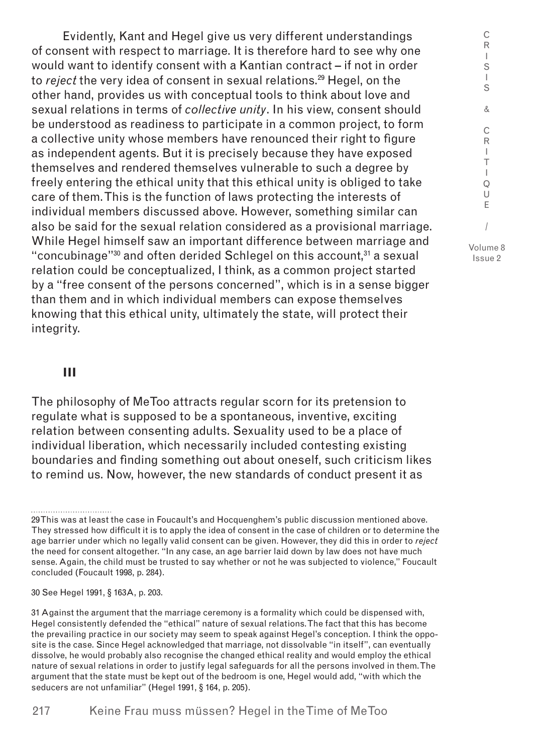Evidently, Kant and Hegel give us very different understandings of consent with respect to marriage. It is therefore hard to see why one would want to identify consent with a Kantian contract – if not in order to *reject* the very idea of consent in sexual relations.[29] Hegel, on the other hand, provides us with conceptual tools to think about love and sexual relations in terms of *collective unity*. In his view, consent should be understood as readiness to participate in a common project, to form a collective unity whose members have renounced their right to figure as independent agents. But it is precisely because they have exposed themselves and rendered themselves vulnerable to such a degree by freely entering the ethical unity that this ethical unity is obliged to take care of them. This is the function of laws protecting the interests of individual members discussed above. However, something similar can also be said for the sexual relation considered as a provisional marriage. While Hegel himself saw an important difference between marriage and "concubinage"[30] and often derided Schlegel on this account,[31] a sexual relation could be conceptualized, I think, as a common project started by a "free consent of the persons concerned", which is in a sense bigger than them and in which individual members can expose themselves knowing that this ethical unity, ultimately the state, will protect their integrity.

## III

The philosophy of MeToo attracts regular scorn for its pretension to regulate what is supposed to be a spontaneous, inventive, exciting relation between consenting adults. Sexuality used to be a place of individual liberation, which necessarily included contesting existing boundaries and finding something out about oneself, such criticism likes to remind us. Now, however, the new standards of conduct present it as

---

29 This was at least the case in Foucault's and Hocquenghem's public discussion mentioned above. They stressed how difficult it is to apply the idea of consent in the case of children or to determine the age barrier under which no legally valid consent can be given. However, they did this in order to *reject* the need for consent altogether. "In any case, an age barrier laid down by law does not have much sense. Again, the child must be trusted to say whether or not he was subjected to violence," Foucault concluded (Foucault 1998, p. 284).

30 See Hegel 1991, § 163A, p. 203.

31 Against the argument that the marriage ceremony is a formality which could be dispensed with, Hegel consistently defended the "ethical" nature of sexual relations. The fact that this has become the prevailing practice in our society may seem to speak against Hegel's conception. I think the opposite is the case. Since Hegel acknowledged that marriage, not dissolvable "in itself", can eventually dissolve, he would probably also recognise the changed ethical reality and would employ the ethical nature of sexual relations in order to justify legal safeguards for all the persons involved in them. The argument that the state must be kept out of the bedroom is one, Hegel would add, "with which the seducers are not unfamiliar" (Hegel 1991, § 164, p. 205).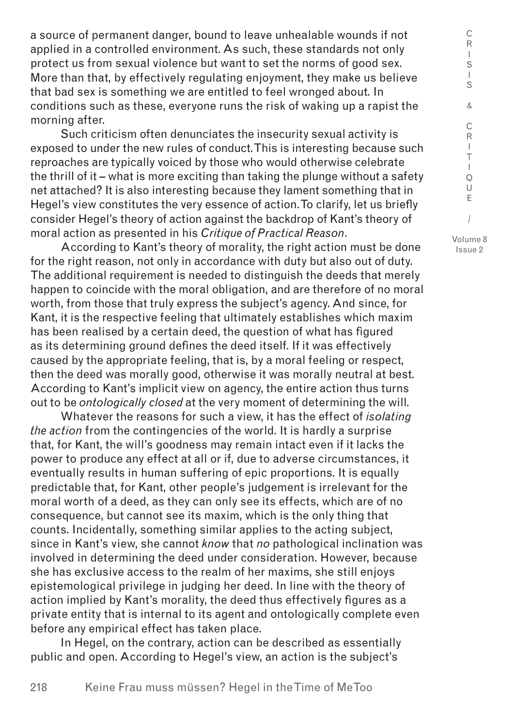a source of permanent danger, bound to leave unhealable wounds if not applied in a controlled environment. As such, these standards not only protect us from sexual violence but want to set the norms of good sex. More than that, by effectively regulating enjoyment, they make us believe that bad sex is something we are entitled to feel wronged about. In conditions such as these, everyone runs the risk of waking up a rapist the morning after.

Such criticism often denunciates the insecurity sexual activity is exposed to under the new rules of conduct. This is interesting because such reproaches are typically voiced by those who would otherwise celebrate the thrill of it – what is more exciting than taking the plunge without a safety net attached? It is also interesting because they lament something that in Hegel's view constitutes the very essence of action. To clarify, let us briefly consider Hegel's theory of action against the backdrop of Kant's theory of moral action as presented in his *Critique of Practical Reason*.

According to Kant's theory of morality, the right action must be done for the right reason, not only in accordance with duty but also out of duty. The additional requirement is needed to distinguish the deeds that merely happen to coincide with the moral obligation, and are therefore of no moral worth, from those that truly express the subject's agency. And since, for Kant, it is the respective feeling that ultimately establishes which maxim has been realised by a certain deed, the question of what has figured as its determining ground defines the deed itself. If it was effectively caused by the appropriate feeling, that is, by a moral feeling or respect, then the deed was morally good, otherwise it was morally neutral at best. According to Kant's implicit view on agency, the entire action thus turns out to be *ontologically closed* at the very moment of determining the will.

Whatever the reasons for such a view, it has the effect of *isolating the action* from the contingencies of the world. It is hardly a surprise that, for Kant, the will's goodness may remain intact even if it lacks the power to produce any effect at all or if, due to adverse circumstances, it eventually results in human suffering of epic proportions. It is equally predictable that, for Kant, other people's judgement is irrelevant for the moral worth of a deed, as they can only see its effects, which are of no consequence, but cannot see its maxim, which is the only thing that counts. Incidentally, something similar applies to the acting subject, since in Kant's view, she cannot *know* that *no* pathological inclination was involved in determining the deed under consideration. However, because she has exclusive access to the realm of her maxims, she still enjoys epistemological privilege in judging her deed. In line with the theory of action implied by Kant's morality, the deed thus effectively figures as a private entity that is internal to its agent and ontologically complete even before any empirical effect has taken place.

In Hegel, on the contrary, action can be described as essentially public and open. According to Hegel's view, an action is the subject's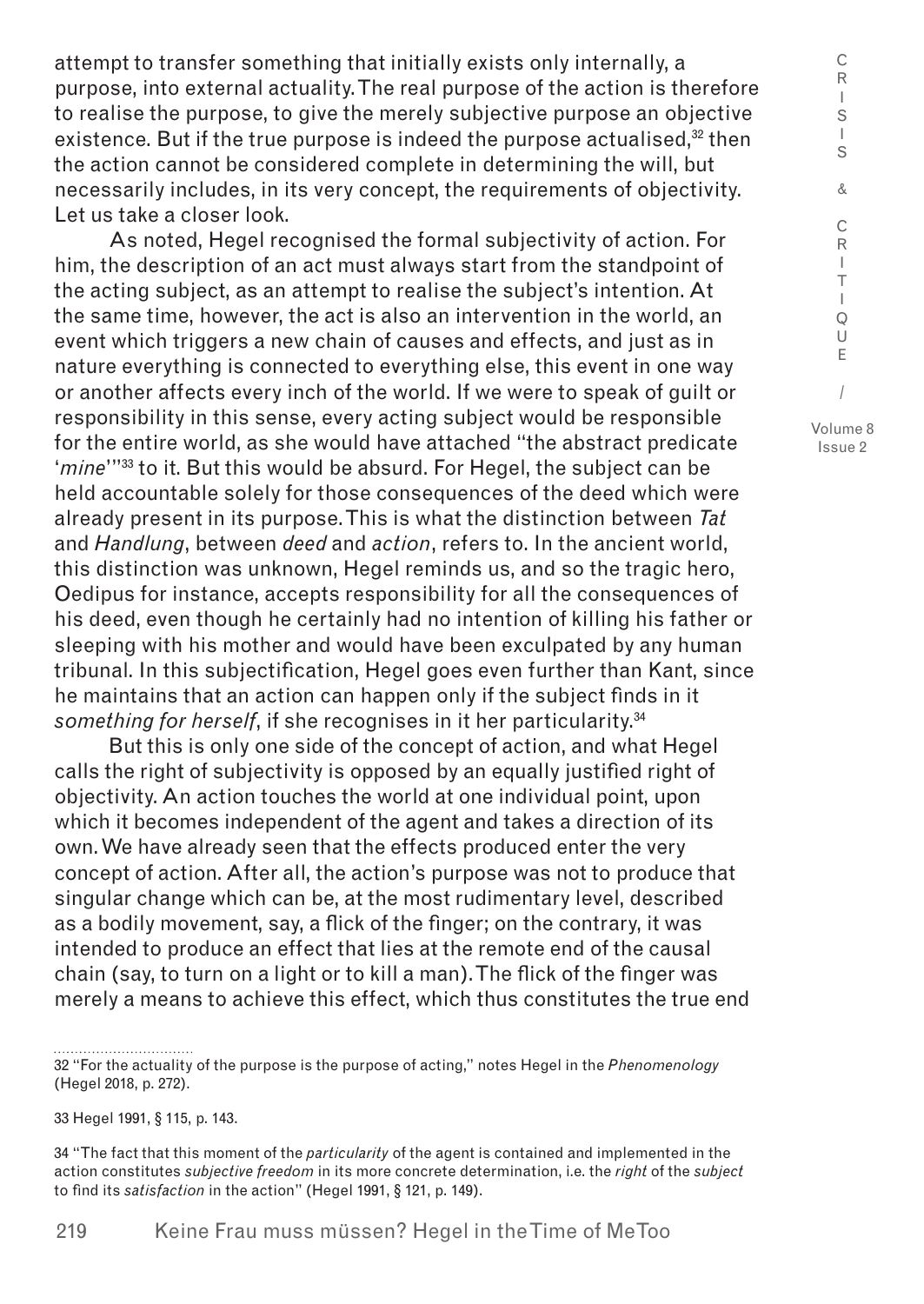attempt to transfer something that initially exists only internally, a purpose, into external actuality. The real purpose of the action is therefore to realise the purpose, to give the merely subjective purpose an objective existence. But if the true purpose is indeed the purpose actualised,[32] then the action cannot be considered complete in determining the will, but necessarily includes, in its very concept, the requirements of objectivity. Let us take a closer look.

As noted, Hegel recognised the formal subjectivity of action. For him, the description of an act must always start from the standpoint of the acting subject, as an attempt to realise the subject's intention. At the same time, however, the act is also an intervention in the world, an event which triggers a new chain of causes and effects, and just as in nature everything is connected to everything else, this event in one way or another affects every inch of the world. If we were to speak of guilt or responsibility in this sense, every acting subject would be responsible for the entire world, as she would have attached "the abstract predicate '*mine*'"[33] to it. But this would be absurd. For Hegel, the subject can be held accountable solely for those consequences of the deed which were already present in its purpose. This is what the distinction between *Tat* and *Handlung*, between *deed* and *action*, refers to. In the ancient world, this distinction was unknown, Hegel reminds us, and so the tragic hero, Oedipus for instance, accepts responsibility for all the consequences of his deed, even though he certainly had no intention of killing his father or sleeping with his mother and would have been exculpated by any human tribunal. In this subjectification, Hegel goes even further than Kant, since he maintains that an action can happen only if the subject finds in it *something for herself*, if she recognises in it her particularity.[34]

But this is only one side of the concept of action, and what Hegel calls the right of subjectivity is opposed by an equally justified right of objectivity. An action touches the world at one individual point, upon which it becomes independent of the agent and takes a direction of its own. We have already seen that the effects produced enter the very concept of action. After all, the action's purpose was not to produce that singular change which can be, at the most rudimentary level, described as a bodily movement, say, a flick of the finger; on the contrary, it was intended to produce an effect that lies at the remote end of the causal chain (say, to turn on a light or to kill a man). The flick of the finger was merely a means to achieve this effect, which thus constitutes the true end

32 "For the actuality of the purpose is the purpose of acting," notes Hegel in the *Phenomenology* (Hegel 2018, p. 272).

33 Hegel 1991, § 115, p. 143.

34 "The fact that this moment of the *particularity* of the agent is contained and implemented in the action constitutes *subjective freedom* in its more concrete determination, i.e. the *right* of the *subject* to find its *satisfaction* in the action" (Hegel 1991, § 121, p. 149).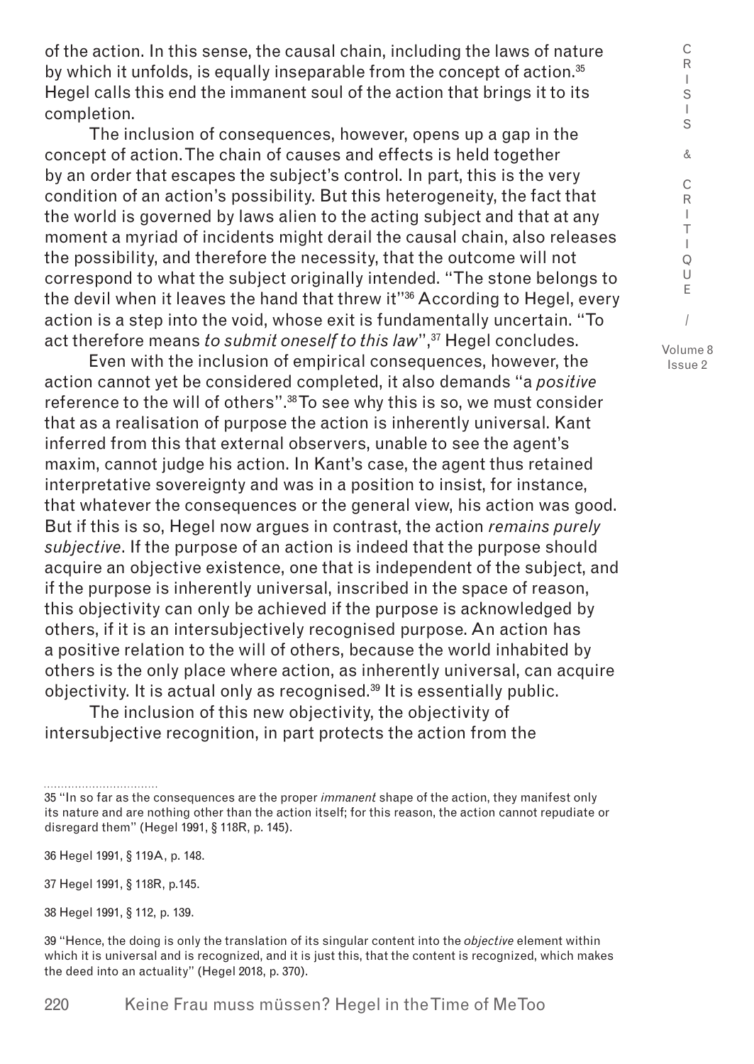of the action. In this sense, the causal chain, including the laws of nature by which it unfolds, is equally inseparable from the concept of action.[35] Hegel calls this end the immanent soul of the action that brings it to its completion.

The inclusion of consequences, however, opens up a gap in the concept of action. The chain of causes and effects is held together by an order that escapes the subject's control. In part, this is the very condition of an action's possibility. But this heterogeneity, the fact that the world is governed by laws alien to the acting subject and that at any moment a myriad of incidents might derail the causal chain, also releases the possibility, and therefore the necessity, that the outcome will not correspond to what the subject originally intended. "The stone belongs to the devil when it leaves the hand that threw it"[36] According to Hegel, every action is a step into the void, whose exit is fundamentally uncertain. "To act therefore means *to submit oneself to this law*",[37] Hegel concludes.

Even with the inclusion of empirical consequences, however, the action cannot yet be considered completed, it also demands "a *positive* reference to the will of others".[38] To see why this is so, we must consider that as a realisation of purpose the action is inherently universal. Kant inferred from this that external observers, unable to see the agent's maxim, cannot judge his action. In Kant's case, the agent thus retained interpretative sovereignty and was in a position to insist, for instance, that whatever the consequences or the general view, his action was good. But if this is so, Hegel now argues in contrast, the action *remains purely subjective*. If the purpose of an action is indeed that the purpose should acquire an objective existence, one that is independent of the subject, and if the purpose is inherently universal, inscribed in the space of reason, this objectivity can only be achieved if the purpose is acknowledged by others, if it is an intersubjectively recognised purpose. An action has a positive relation to the will of others, because the world inhabited by others is the only place where action, as inherently universal, can acquire objectivity. It is actual only as recognised.[39] It is essentially public.

The inclusion of this new objectivity, the objectivity of intersubjective recognition, in part protects the action from the

---

35 "In so far as the consequences are the proper *immanent* shape of the action, they manifest only its nature and are nothing other than the action itself; for this reason, the action cannot repudiate or disregard them" (Hegel 1991, § 118R, p. 145).

36 Hegel 1991, § 119A, p. 148.

37 Hegel 1991, § 118R, p.145.

38 Hegel 1991, § 112, p. 139.

39 "Hence, the doing is only the translation of its singular content into the *objective* element within which it is universal and is recognized, and it is just this, that the content is recognized, which makes the deed into an actuality" (Hegel 2018, p. 370).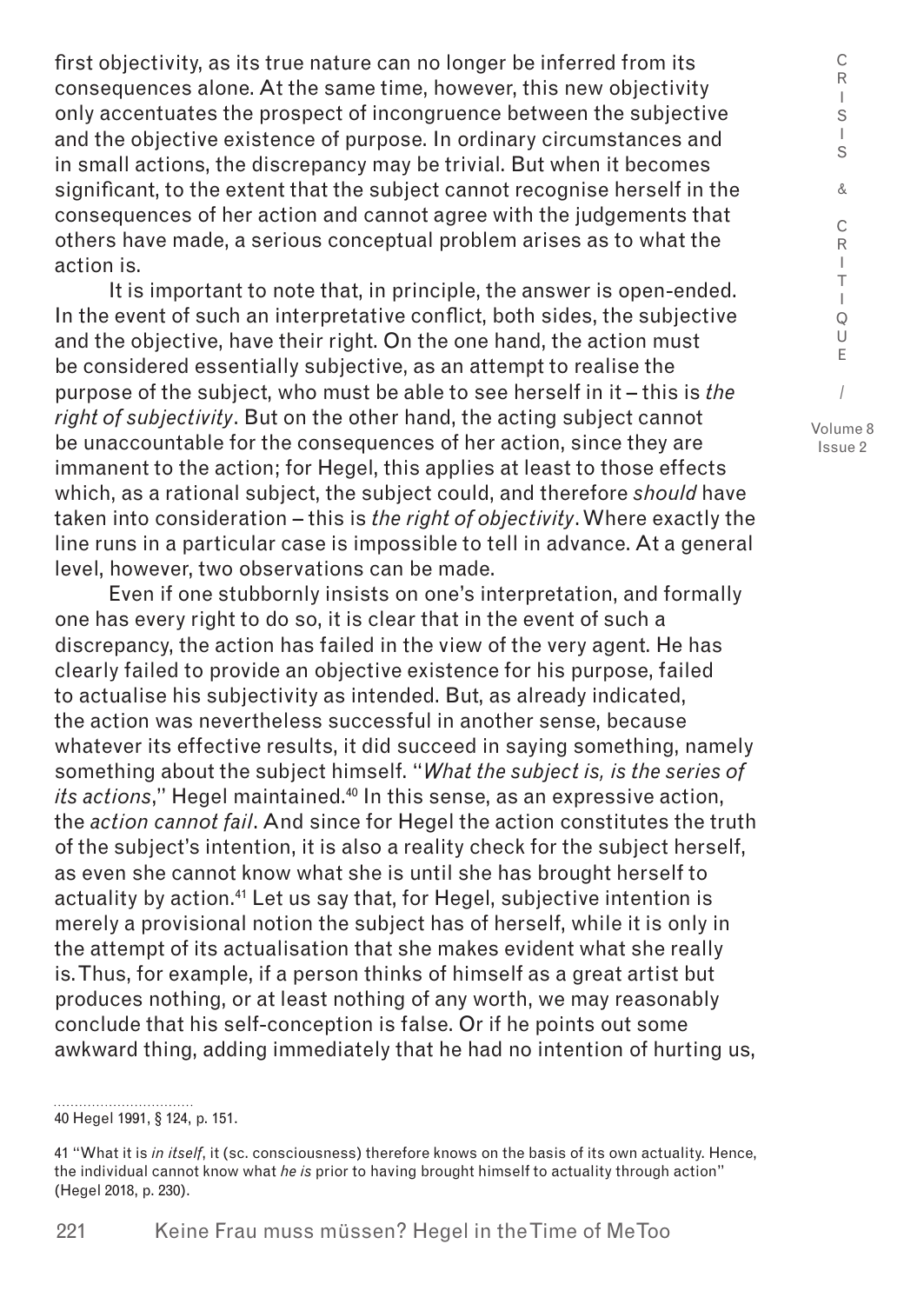first objectivity, as its true nature can no longer be inferred from its consequences alone. At the same time, however, this new objectivity only accentuates the prospect of incongruence between the subjective and the objective existence of purpose. In ordinary circumstances and in small actions, the discrepancy may be trivial. But when it becomes significant, to the extent that the subject cannot recognise herself in the consequences of her action and cannot agree with the judgements that others have made, a serious conceptual problem arises as to what the action is.

It is important to note that, in principle, the answer is open-ended. In the event of such an interpretative conflict, both sides, the subjective and the objective, have their right. On the one hand, the action must be considered essentially subjective, as an attempt to realise the purpose of the subject, who must be able to see herself in it – this is *the right of subjectivity*. But on the other hand, the acting subject cannot be unaccountable for the consequences of her action, since they are immanent to the action; for Hegel, this applies at least to those effects which, as a rational subject, the subject could, and therefore *should* have taken into consideration – this is *the right of objectivity*. Where exactly the line runs in a particular case is impossible to tell in advance. At a general level, however, two observations can be made.

Even if one stubbornly insists on one's interpretation, and formally one has every right to do so, it is clear that in the event of such a discrepancy, the action has failed in the view of the very agent. He has clearly failed to provide an objective existence for his purpose, failed to actualise his subjectivity as intended. But, as already indicated, the action was nevertheless successful in another sense, because whatever its effective results, it did succeed in saying something, namely something about the subject himself. "*What the subject is, is the series of its actions*," Hegel maintained.[40] In this sense, as an expressive action, the *action cannot fail*. And since for Hegel the action constitutes the truth of the subject's intention, it is also a reality check for the subject herself, as even she cannot know what she is until she has brought herself to actuality by action.[41] Let us say that, for Hegel, subjective intention is merely a provisional notion the subject has of herself, while it is only in the attempt of its actualisation that she makes evident what she really is. Thus, for example, if a person thinks of himself as a great artist but produces nothing, or at least nothing of any worth, we may reasonably conclude that his self-conception is false. Or if he points out some awkward thing, adding immediately that he had no intention of hurting us,

40 Hegel 1991, § 124, p. 151.

41 "What it is *in itself*, it (sc. consciousness) therefore knows on the basis of its own actuality. Hence, the individual cannot know what *he is* prior to having brought himself to actuality through action" (Hegel 2018, p. 230).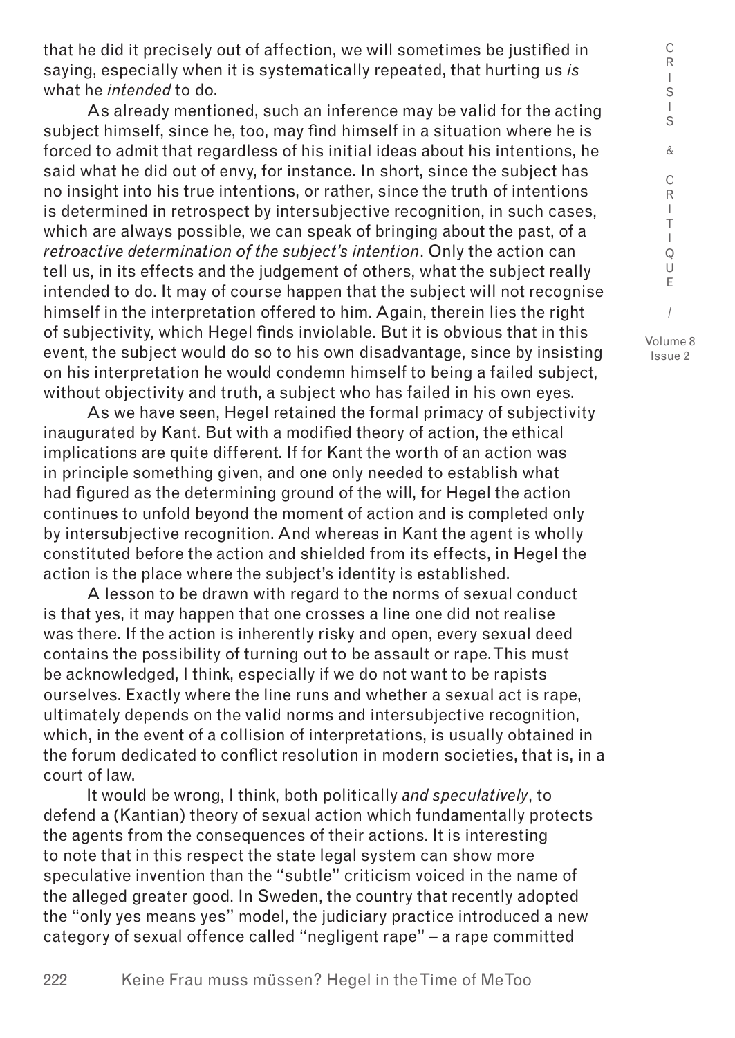that he did it precisely out of affection, we will sometimes be justified in saying, especially when it is systematically repeated, that hurting us *is* what he *intended* to do.

As already mentioned, such an inference may be valid for the acting subject himself, since he, too, may find himself in a situation where he is forced to admit that regardless of his initial ideas about his intentions, he said what he did out of envy, for instance. In short, since the subject has no insight into his true intentions, or rather, since the truth of intentions is determined in retrospect by intersubjective recognition, in such cases, which are always possible, we can speak of bringing about the past, of a *retroactive determination of the subject's intention*. Only the action can tell us, in its effects and the judgement of others, what the subject really intended to do. It may of course happen that the subject will not recognise himself in the interpretation offered to him. Again, therein lies the right of subjectivity, which Hegel finds inviolable. But it is obvious that in this event, the subject would do so to his own disadvantage, since by insisting on his interpretation he would condemn himself to being a failed subject, without objectivity and truth, a subject who has failed in his own eyes.

As we have seen, Hegel retained the formal primacy of subjectivity inaugurated by Kant. But with a modified theory of action, the ethical implications are quite different. If for Kant the worth of an action was in principle something given, and one only needed to establish what had figured as the determining ground of the will, for Hegel the action continues to unfold beyond the moment of action and is completed only by intersubjective recognition. And whereas in Kant the agent is wholly constituted before the action and shielded from its effects, in Hegel the action is the place where the subject's identity is established.

A lesson to be drawn with regard to the norms of sexual conduct is that yes, it may happen that one crosses a line one did not realise was there. If the action is inherently risky and open, every sexual deed contains the possibility of turning out to be assault or rape. This must be acknowledged, I think, especially if we do not want to be rapists ourselves. Exactly where the line runs and whether a sexual act is rape, ultimately depends on the valid norms and intersubjective recognition, which, in the event of a collision of interpretations, is usually obtained in the forum dedicated to conflict resolution in modern societies, that is, in a court of law.

It would be wrong, I think, both politically *and speculatively*, to defend a (Kantian) theory of sexual action which fundamentally protects the agents from the consequences of their actions. It is interesting to note that in this respect the state legal system can show more speculative invention than the "subtle" criticism voiced in the name of the alleged greater good. In Sweden, the country that recently adopted the "only yes means yes" model, the judiciary practice introduced a new category of sexual offence called "negligent rape" – a rape committed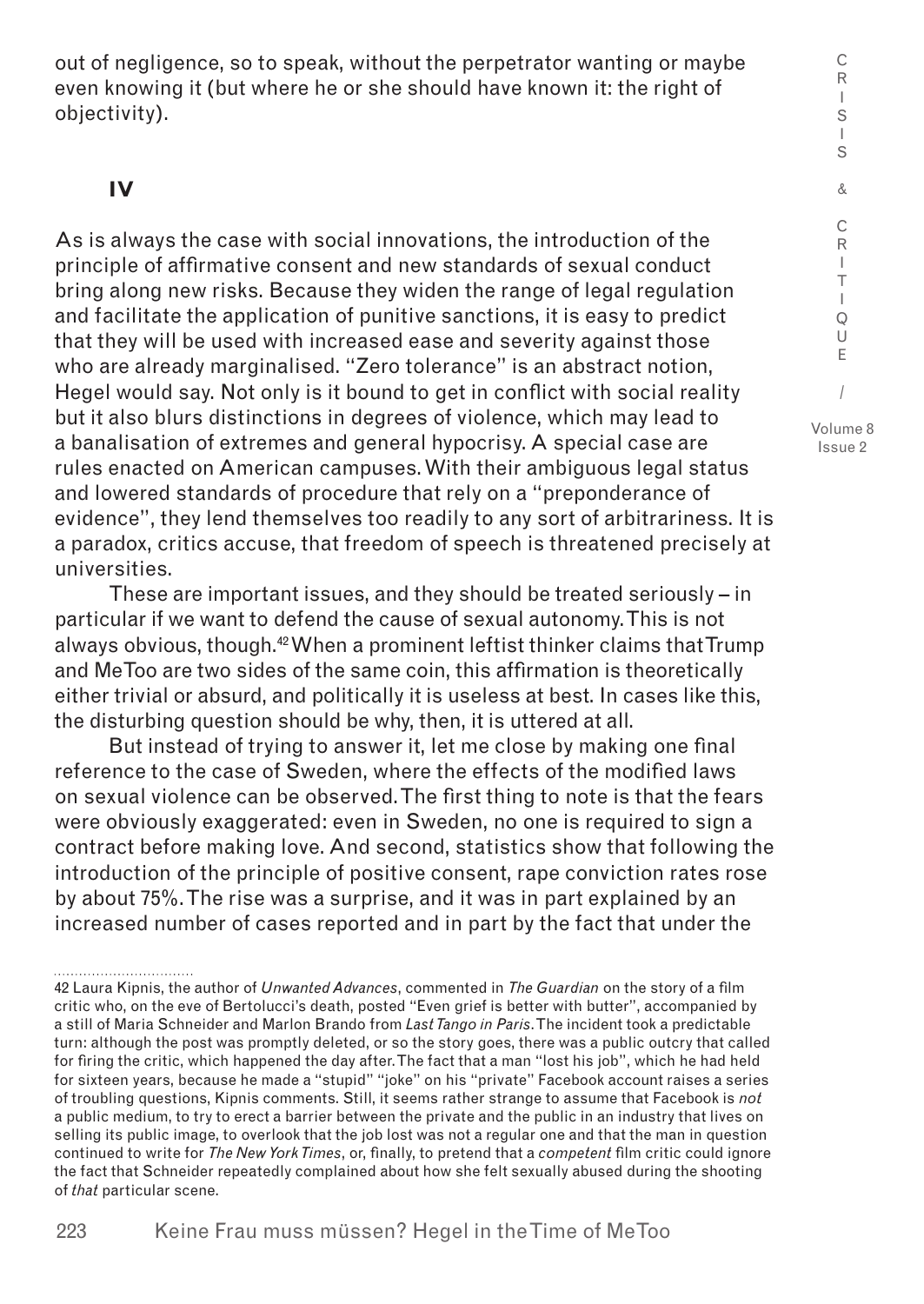out of negligence, so to speak, without the perpetrator wanting or maybe even knowing it (but where he or she should have known it: the right of objectivity).

## IV

As is always the case with social innovations, the introduction of the principle of affirmative consent and new standards of sexual conduct bring along new risks. Because they widen the range of legal regulation and facilitate the application of punitive sanctions, it is easy to predict that they will be used with increased ease and severity against those who are already marginalised. "Zero tolerance" is an abstract notion, Hegel would say. Not only is it bound to get in conflict with social reality but it also blurs distinctions in degrees of violence, which may lead to a banalisation of extremes and general hypocrisy. A special case are rules enacted on American campuses. With their ambiguous legal status and lowered standards of procedure that rely on a "preponderance of evidence", they lend themselves too readily to any sort of arbitrariness. It is a paradox, critics accuse, that freedom of speech is threatened precisely at universities.

These are important issues, and they should be treated seriously – in particular if we want to defend the cause of sexual autonomy. This is not always obvious, though.[42] When a prominent leftist thinker claims that Trump and MeToo are two sides of the same coin, this affirmation is theoretically either trivial or absurd, and politically it is useless at best. In cases like this, the disturbing question should be why, then, it is uttered at all.

But instead of trying to answer it, let me close by making one final reference to the case of Sweden, where the effects of the modified laws on sexual violence can be observed. The first thing to note is that the fears were obviously exaggerated: even in Sweden, no one is required to sign a contract before making love. And second, statistics show that following the introduction of the principle of positive consent, rape conviction rates rose by about 75%. The rise was a surprise, and it was in part explained by an increased number of cases reported and in part by the fact that under the

---

42 Laura Kipnis, the author of *Unwanted Advances*, commented in *The Guardian* on the story of a film critic who, on the eve of Bertolucci's death, posted "Even grief is better with butter", accompanied by a still of Maria Schneider and Marlon Brando from *Last Tango in Paris*. The incident took a predictable turn: although the post was promptly deleted, or so the story goes, there was a public outcry that called for firing the critic, which happened the day after. The fact that a man "lost his job", which he had held for sixteen years, because he made a "stupid" "joke" on his "private" Facebook account raises a series of troubling questions, Kipnis comments. Still, it seems rather strange to assume that Facebook is *not* a public medium, to try to erect a barrier between the private and the public in an industry that lives on selling its public image, to overlook that the job lost was not a regular one and that the man in question continued to write for *The New York Times*, or, finally, to pretend that a *competent* film critic could ignore the fact that Schneider repeatedly complained about how she felt sexually abused during the shooting of *that* particular scene.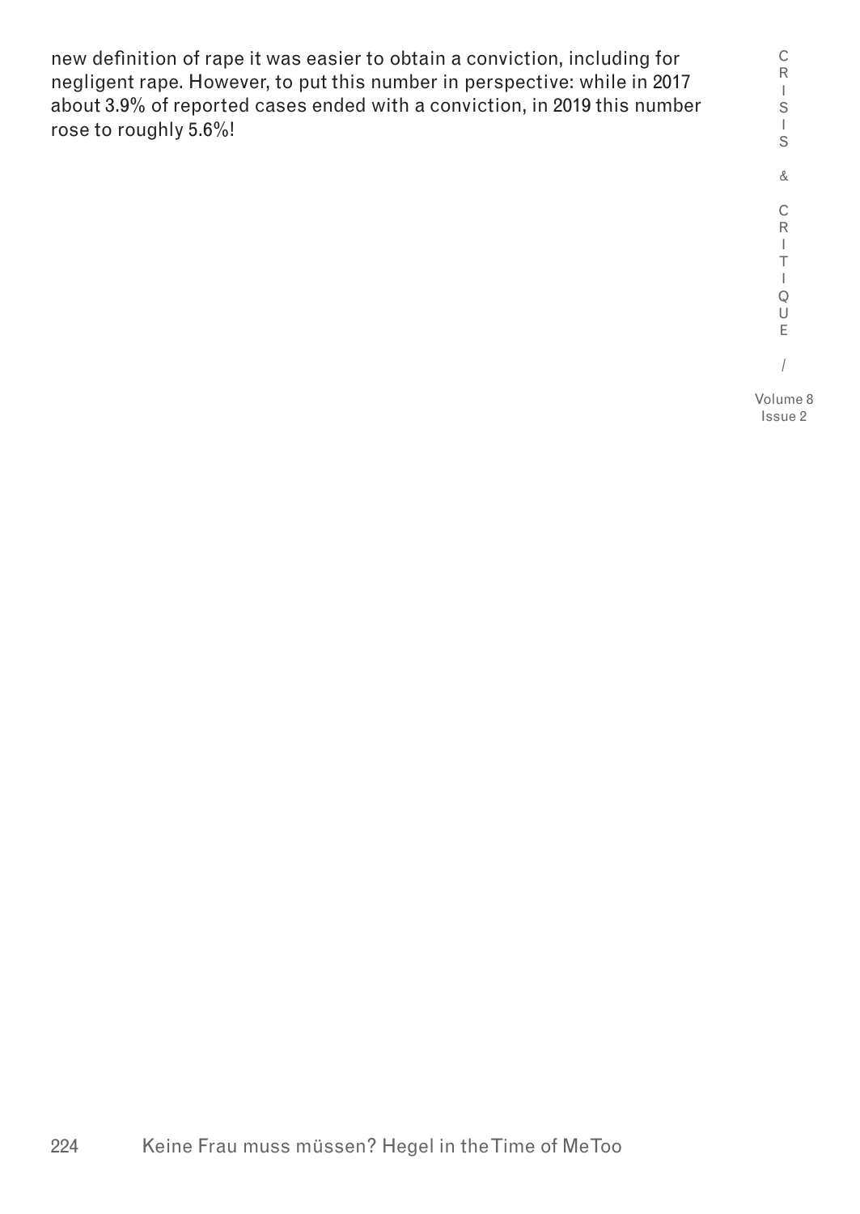new definition of rape it was easier to obtain a conviction, including for negligent rape. However, to put this number in perspective: while in 2017 about 3.9% of reported cases ended with a conviction, in 2019 this number rose to roughly 5.6%!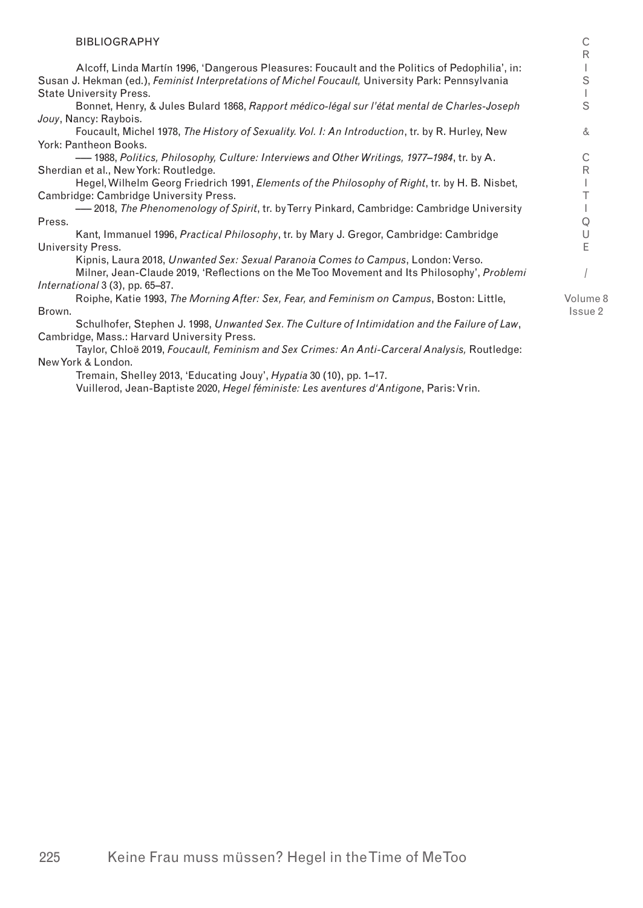BIBLIOGRAPHY

Alcoff, Linda Martín 1996, 'Dangerous Pleasures: Foucault and the Politics of Pedophilia', in: Susan J. Hekman (ed.), *Feminist Interpretations of Michel Foucault,* University Park: Pennsylvania State University Press.

Bonnet, Henry, & Jules Bulard 1868, *Rapport médico-légal sur l'état mental de Charles-Joseph Jouy*, Nancy: Raybois.

Foucault, Michel 1978, *The History of Sexuality. Vol. I: An Introduction*, tr. by R. Hurley, New York: Pantheon Books.

—— 1988, *Politics, Philosophy, Culture: Interviews and Other Writings, 1977–1984*, tr. by A. Sherdian et al., New York: Routledge.

Hegel, Wilhelm Georg Friedrich 1991, *Elements of the Philosophy of Right*, tr. by H. B. Nisbet, Cambridge: Cambridge University Press.

—— 2018, *The Phenomenology of Spirit*, tr. by Terry Pinkard, Cambridge: Cambridge University Press.

Kant, Immanuel 1996, *Practical Philosophy*, tr. by Mary J. Gregor, Cambridge: Cambridge University Press.

Kipnis, Laura 2018, *Unwanted Sex: Sexual Paranoia Comes to Campus*, London: Verso.

Milner, Jean-Claude 2019, 'Reflections on the MeToo Movement and Its Philosophy', *Problemi International* 3 (3), pp. 65–87.

Roiphe, Katie 1993, *The Morning After: Sex, Fear, and Feminism on Campus*, Boston: Little, Brown.

Schulhofer, Stephen J. 1998, *Unwanted Sex. The Culture of Intimidation and the Failure of Law*, Cambridge, Mass.: Harvard University Press.

Taylor, Chloë 2019, *Foucault, Feminism and Sex Crimes: An Anti-Carceral Analysis,* Routledge: New York & London.

Tremain, Shelley 2013, 'Educating Jouy', *Hypatia* 30 (10), pp. 1–17.

Vuillerod, Jean-Baptiste 2020, *Hegel féministe: Les aventures d'Antigone*, Paris: Vrin.